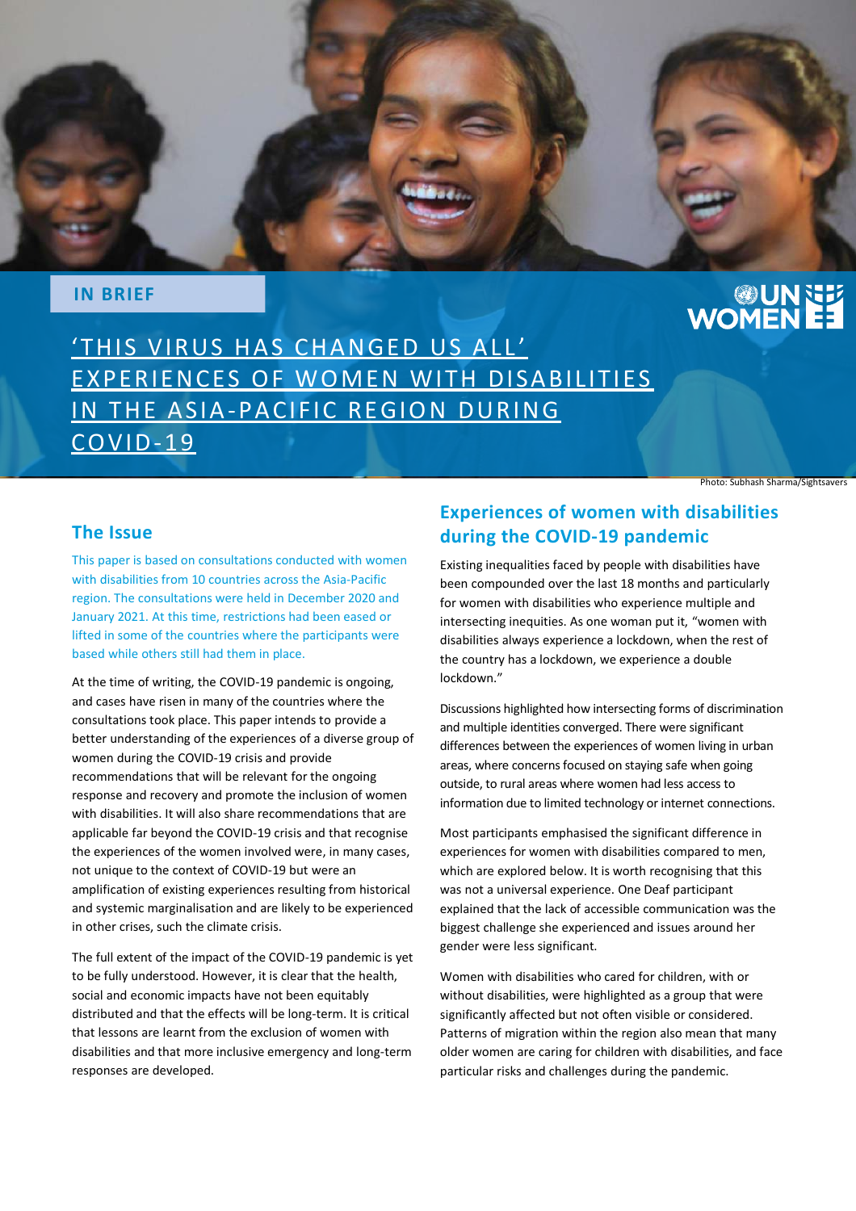IN BRIEF

# 'THIS VIRUS HAS CHANGED US ALL' EXPERIENCES OF WOMEN WITH DISABILITIES IN THE ASIA-PACIFIC REGION DURING COVID-19

Photo: Subhash Sharma/Sightsavers

## The Issue

This paper is based on consultations conducted with women with disabilities from 10 countries across the Asia-Pacific region. The consultations were held in December 2020 and January 2021. At this time, restrictions had been eased or lifted in some of the countries where the participants were based while others still had them in place.

At the time of writing, the COVID-19 pandemic is ongoing, and cases have risen in many of the countries where the consultations took place. This paper intends to provide a better understanding of the experiences of a diverse group of women during the COVID-19 crisis and provide recommendations that will be relevant for the ongoing response and recovery and promote the inclusion of women with disabilities. It will also share recommendations that are applicable far beyond the COVID-19 crisis and that recognise the experiences of the women involved were, in many cases, not unique to the context of COVID-19 but were an amplification of existing experiences resulting from historical and systemic marginalisation and are likely to be experienced in other crises, such the climate crisis.

The full extent of the impact of the COVID-19 pandemic is yet to be fully understood. However, it is clear that the health, social and economic impacts have not been equitably distributed and that the effects will be long-term. It is critical that lessons are learnt from the exclusion of women with disabilities and that more inclusive emergency and long-term responses are developed.

## Experiences of women with disabilities during the COVID-19 pandemic

Existing inequalities faced by people with disabilities have been compounded over the last 18 months and particularly for women with disabilities who experience multiple and intersecting inequities. As one woman put it, "women with disabilities always experience a lockdown, when the rest of the country has a lockdown, we experience a double lockdown."

Discussions highlighted how intersecting forms of discrimination and multiple identities converged. There were significant differences between the experiences of women living in urban areas, where concerns focused on staying safe when going outside, to rural areas where women had less access to information due to limited technology or internet connections.

Most participants emphasised the significant difference in experiences for women with disabilities compared to men, which are explored below. It is worth recognising that this was not a universal experience. One Deaf participant explained that the lack of accessible communication was the biggest challenge she experienced and issues around her gender were less significant.

Women with disabilities who cared for children, with or without disabilities, were highlighted as a group that were significantly affected but not often visible or considered. Patterns of migration within the region also mean that many older women are caring for children with disabilities, and face particular risks and challenges during the pandemic.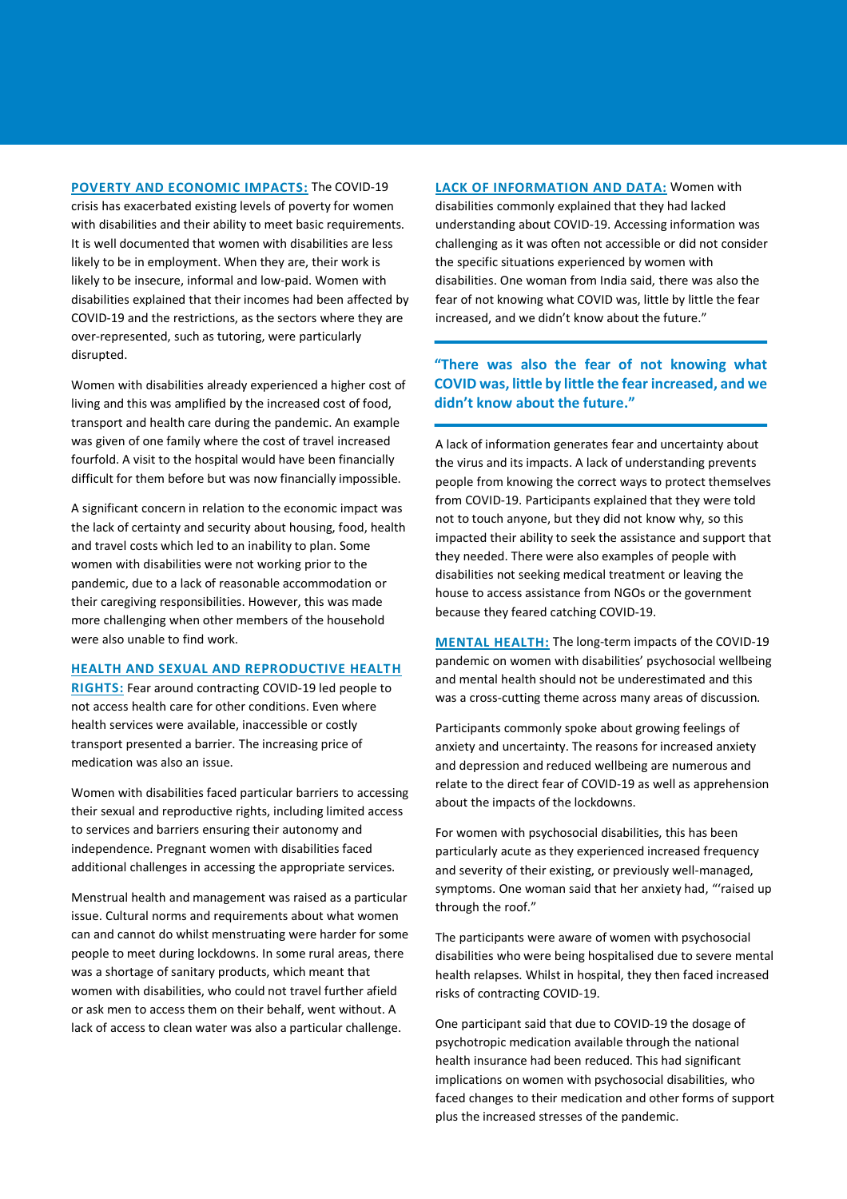**POVERTY AND ECONOMIC IMPACTS:** The COVID-19 crisis has exacerbated existing levels of poverty for women with disabilities and their ability to meet basic requirements. It is well documented that women with disabilities are less likely to be in employment. When they are, their work is likely to be insecure, informal and low-paid. Women with disabilities explained that their incomes had been affected by COVID-19 and the restrictions, as the sectors where they are over-represented, such as tutoring, were particularly disrupted.

Women with disabilities already experienced a higher cost of living and this was amplified by the increased cost of food, transport and health care during the pandemic. An example was given of one family where the cost of travel increased fourfold. A visit to the hospital would have been financially difficult for them before but was now financially impossible.

A significant concern in relation to the economic impact was the lack of certainty and security about housing, food, health and travel costs which led to an inability to plan. Some women with disabilities were not working prior to the pandemic, due to a lack of reasonable accommodation or their caregiving responsibilities. However, this was made more challenging when other members of the household were also unable to find work.

**HEALTH AND SEXUAL AND REPRODUCTIVE HEALTH RIGHTS:** Fear around contracting COVID-19 led people to not access health care for other conditions. Even where health services were available, inaccessible or costly transport presented a barrier. The increasing price of medication was also an issue.

Women with disabilities faced particular barriers to accessing their sexual and reproductive rights, including limited access to services and barriers ensuring their autonomy and independence. Pregnant women with disabilities faced additional challenges in accessing the appropriate services.

Menstrual health and management was raised as a particular issue. Cultural norms and requirements about what women can and cannot do whilst menstruating were harder for some people to meet during lockdowns. In some rural areas, there was a shortage of sanitary products, which meant that women with disabilities, who could not travel further afield or ask men to access them on their behalf, went without. A lack of access to clean water was also a particular challenge.

**LACK OF INFORMATION AND DATA:** Women with disabilities commonly explained that they had lacked understanding about COVID-19. Accessing information was challenging as it was often not accessible or did not consider the specific situations experienced by women with disabilities. One woman from India said, there was also the fear of not knowing what COVID was, little by little the fear increased, and we didn't know about the future."

> **"There was also the fear of not knowing what COVID was, little by little the fear increased, and we didn't know about the future."**

A lack of information generates fear and uncertainty about the virus and its impacts. A lack of understanding prevents people from knowing the correct ways to protect themselves from COVID-19. Participants explained that they were told not to touch anyone, but they did not know why, so this impacted their ability to seek the assistance and support that they needed. There were also examples of people with disabilities not seeking medical treatment or leaving the house to access assistance from NGOs or the government because they feared catching COVID-19.

**MENTAL HEALTH:** The long-term impacts of the COVID-19 pandemic on women with disabilities' psychosocial wellbeing and mental health should not be underestimated and this was a cross-cutting theme across many areas of discussion.

Participants commonly spoke about growing feelings of anxiety and uncertainty. The reasons for increased anxiety and depression and reduced wellbeing are numerous and relate to the direct fear of COVID-19 as well as apprehension about the impacts of the lockdowns.

For women with psychosocial disabilities, this has been particularly acute as they experienced increased frequency and severity of their existing, or previously well-managed, symptoms. One woman said that her anxiety had, "'raised up through the roof."

The participants were aware of women with psychosocial disabilities who were being hospitalised due to severe mental health relapses. Whilst in hospital, they then faced increased risks of contracting COVID-19.

One participant said that due to COVID-19 the dosage of psychotropic medication available through the national health insurance had been reduced. This had significant implications on women with psychosocial disabilities, who faced changes to their medication and other forms of support plus the increased stresses of the pandemic.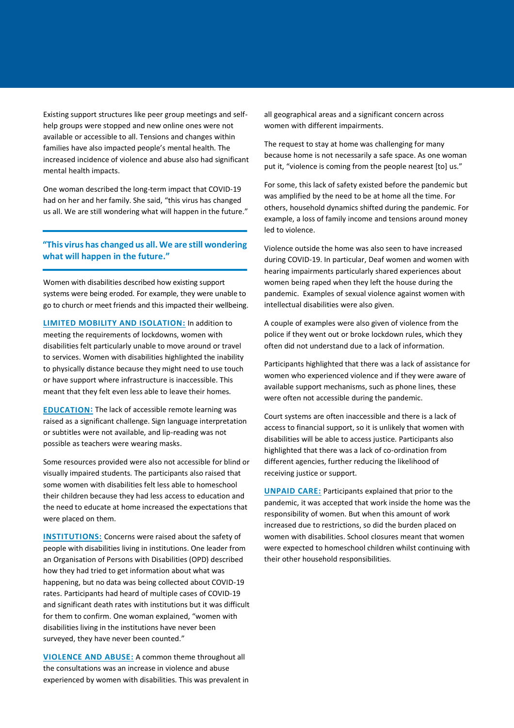Existing support structures like peer group meetings and self-help groups were stopped and new online ones were not available or accessible to all. Tensions and changes within families have also impacted people's mental health. The increased incidence of violence and abuse also had significant mental health impacts.

One woman described the long-term impact that COVID-19 had on her and her family. She said, "this virus has changed us all. We are still wondering what will happen in the future."

> **"This virus has changed us all. We are still wondering what will happen in the future."**

Women with disabilities described how existing support systems were being eroded. For example, they were unable to go to church or meet friends and this impacted their wellbeing.

**LIMITED MOBILITY AND ISOLATION:** In addition to meeting the requirements of lockdowns, women with disabilities felt particularly unable to move around or travel to services. Women with disabilities highlighted the inability to physically distance because they might need to use touch or have support where infrastructure is inaccessible. This meant that they felt even less able to leave their homes.

**EDUCATION:** The lack of accessible remote learning was raised as a significant challenge. Sign language interpretation or subtitles were not available, and lip-reading was not possible as teachers were wearing masks.

Some resources provided were also not accessible for blind or visually impaired students. The participants also raised that some women with disabilities felt less able to homeschool their children because they had less access to education and the need to educate at home increased the expectations that were placed on them.

**INSTITUTIONS:** Concerns were raised about the safety of people with disabilities living in institutions. One leader from an Organisation of Persons with Disabilities (OPD) described how they had tried to get information about what was happening, but no data was being collected about COVID-19 rates. Participants had heard of multiple cases of COVID-19 and significant death rates with institutions but it was difficult for them to confirm. One woman explained, "women with disabilities living in the institutions have never been surveyed, they have never been counted."

**VIOLENCE AND ABUSE:** A common theme throughout all the consultations was an increase in violence and abuse experienced by women with disabilities. This was prevalent in all geographical areas and a significant concern across women with different impairments.

The request to stay at home was challenging for many because home is not necessarily a safe space. As one woman put it, "violence is coming from the people nearest [to] us."

For some, this lack of safety existed before the pandemic but was amplified by the need to be at home all the time. For others, household dynamics shifted during the pandemic. For example, a loss of family income and tensions around money led to violence.

Violence outside the home was also seen to have increased during COVID-19. In particular, Deaf women and women with hearing impairments particularly shared experiences about women being raped when they left the house during the pandemic. Examples of sexual violence against women with intellectual disabilities were also given.

A couple of examples were also given of violence from the police if they went out or broke lockdown rules, which they often did not understand due to a lack of information.

Participants highlighted that there was a lack of assistance for women who experienced violence and if they were aware of available support mechanisms, such as phone lines, these were often not accessible during the pandemic.

Court systems are often inaccessible and there is a lack of access to financial support, so it is unlikely that women with disabilities will be able to access justice. Participants also highlighted that there was a lack of co-ordination from different agencies, further reducing the likelihood of receiving justice or support.

**UNPAID CARE:** Participants explained that prior to the pandemic, it was accepted that work inside the home was the responsibility of women. But when this amount of work increased due to restrictions, so did the burden placed on women with disabilities. School closures meant that women were expected to homeschool children whilst continuing with their other household responsibilities.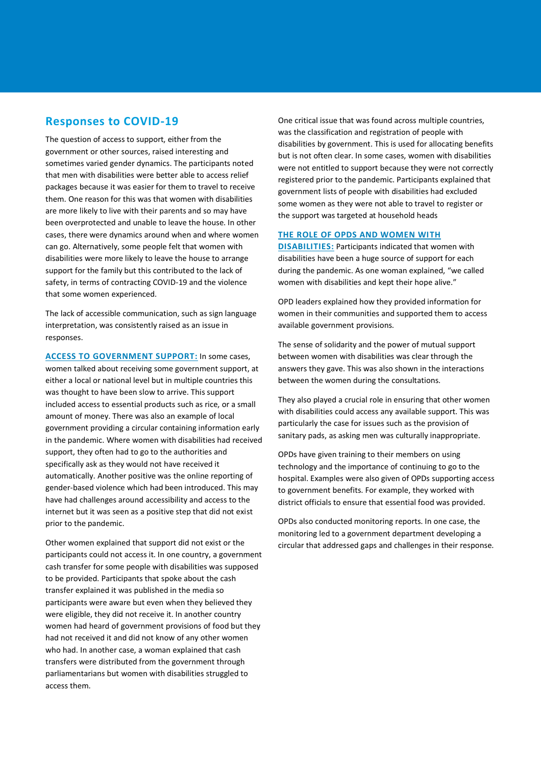## Responses to COVID-19

The question of access to support, either from the government or other sources, raised interesting and sometimes varied gender dynamics. The participants noted that men with disabilities were better able to access relief packages because it was easier for them to travel to receive them. One reason for this was that women with disabilities are more likely to live with their parents and so may have been overprotected and unable to leave the house. In other cases, there were dynamics around when and where women can go. Alternatively, some people felt that women with disabilities were more likely to leave the house to arrange support for the family but this contributed to the lack of safety, in terms of contracting COVID-19 and the violence that some women experienced.

The lack of accessible communication, such as sign language interpretation, was consistently raised as an issue in responses.

**ACCESS TO GOVERNMENT SUPPORT:** In some cases, women talked about receiving some government support, at either a local or national level but in multiple countries this was thought to have been slow to arrive. This support included access to essential products such as rice, or a small amount of money. There was also an example of local government providing a circular containing information early in the pandemic. Where women with disabilities had received support, they often had to go to the authorities and specifically ask as they would not have received it automatically. Another positive was the online reporting of gender-based violence which had been introduced. This may have had challenges around accessibility and access to the internet but it was seen as a positive step that did not exist prior to the pandemic.

Other women explained that support did not exist or the participants could not access it. In one country, a government cash transfer for some people with disabilities was supposed to be provided. Participants that spoke about the cash transfer explained it was published in the media so participants were aware but even when they believed they were eligible, they did not receive it. In another country women had heard of government provisions of food but they had not received it and did not know of any other women who had. In another case, a woman explained that cash transfers were distributed from the government through parliamentarians but women with disabilities struggled to access them.

One critical issue that was found across multiple countries, was the classification and registration of people with disabilities by government. This is used for allocating benefits but is not often clear. In some cases, women with disabilities were not entitled to support because they were not correctly registered prior to the pandemic. Participants explained that government lists of people with disabilities had excluded some women as they were not able to travel to register or the support was targeted at household heads

**THE ROLE OF OPDS AND WOMEN WITH DISABILITIES:** Participants indicated that women with disabilities have been a huge source of support for each during the pandemic. As one woman explained, "we called women with disabilities and kept their hope alive."

OPD leaders explained how they provided information for women in their communities and supported them to access available government provisions.

The sense of solidarity and the power of mutual support between women with disabilities was clear through the answers they gave. This was also shown in the interactions between the women during the consultations.

They also played a crucial role in ensuring that other women with disabilities could access any available support. This was particularly the case for issues such as the provision of sanitary pads, as asking men was culturally inappropriate.

OPDs have given training to their members on using technology and the importance of continuing to go to the hospital. Examples were also given of OPDs supporting access to government benefits. For example, they worked with district officials to ensure that essential food was provided.

OPDs also conducted monitoring reports. In one case, the monitoring led to a government department developing a circular that addressed gaps and challenges in their response.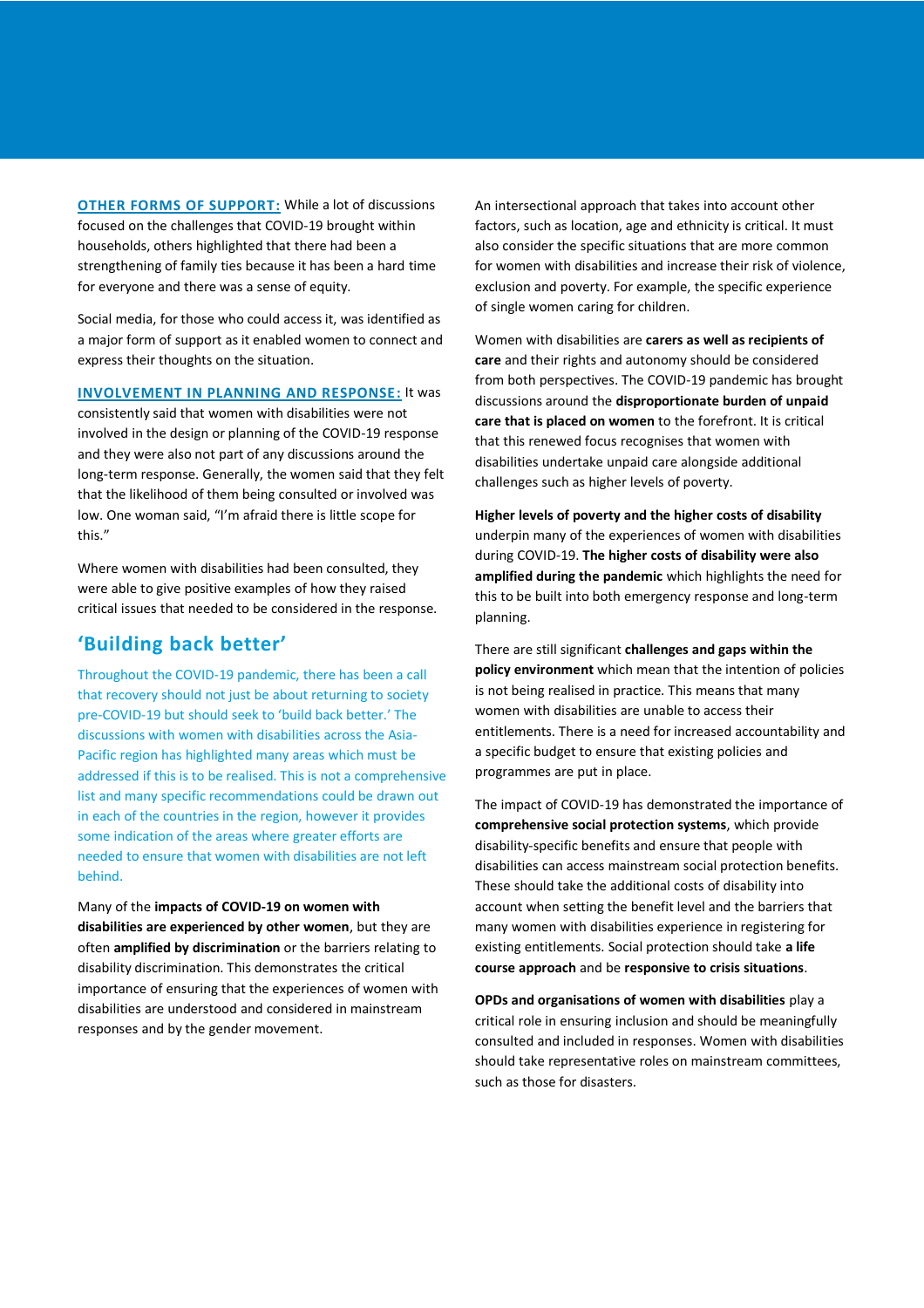**OTHER FORMS OF SUPPORT:** While a lot of discussions focused on the challenges that COVID-19 brought within households, others highlighted that there had been a strengthening of family ties because it has been a hard time for everyone and there was a sense of equity.

Social media, for those who could access it, was identified as a major form of support as it enabled women to connect and express their thoughts on the situation.

**INVOLVEMENT IN PLANNING AND RESPONSE:** It was consistently said that women with disabilities were not involved in the design or planning of the COVID-19 response and they were also not part of any discussions around the long-term response. Generally, the women said that they felt that the likelihood of them being consulted or involved was low. One woman said, "I'm afraid there is little scope for this."

Where women with disabilities had been consulted, they were able to give positive examples of how they raised critical issues that needed to be considered in the response.

## 'Building back better'

Throughout the COVID-19 pandemic, there has been a call that recovery should not just be about returning to society pre-COVID-19 but should seek to 'build back better.' The discussions with women with disabilities across the Asia-Pacific region has highlighted many areas which must be addressed if this is to be realised. This is not a comprehensive list and many specific recommendations could be drawn out in each of the countries in the region, however it provides some indication of the areas where greater efforts are needed to ensure that women with disabilities are not left behind.

Many of the **impacts of COVID-19 on women with disabilities are experienced by other women**, but they are often **amplified by discrimination** or the barriers relating to disability discrimination. This demonstrates the critical importance of ensuring that the experiences of women with disabilities are understood and considered in mainstream responses and by the gender movement.

An intersectional approach that takes into account other factors, such as location, age and ethnicity is critical. It must also consider the specific situations that are more common for women with disabilities and increase their risk of violence, exclusion and poverty. For example, the specific experience of single women caring for children.

Women with disabilities are **carers as well as recipients of care** and their rights and autonomy should be considered from both perspectives. The COVID-19 pandemic has brought discussions around the **disproportionate burden of unpaid care that is placed on women** to the forefront. It is critical that this renewed focus recognises that women with disabilities undertake unpaid care alongside additional challenges such as higher levels of poverty.

**Higher levels of poverty and the higher costs of disability** underpin many of the experiences of women with disabilities during COVID-19. **The higher costs of disability were also amplified during the pandemic** which highlights the need for this to be built into both emergency response and long-term planning.

There are still significant **challenges and gaps within the policy environment** which mean that the intention of policies is not being realised in practice. This means that many women with disabilities are unable to access their entitlements. There is a need for increased accountability and a specific budget to ensure that existing policies and programmes are put in place.

The impact of COVID-19 has demonstrated the importance of **comprehensive social protection systems**, which provide disability-specific benefits and ensure that people with disabilities can access mainstream social protection benefits. These should take the additional costs of disability into account when setting the benefit level and the barriers that many women with disabilities experience in registering for existing entitlements. Social protection should take **a life course approach** and be **responsive to crisis situations**.

**OPDs and organisations of women with disabilities** play a critical role in ensuring inclusion and should be meaningfully consulted and included in responses. Women with disabilities should take representative roles on mainstream committees, such as those for disasters.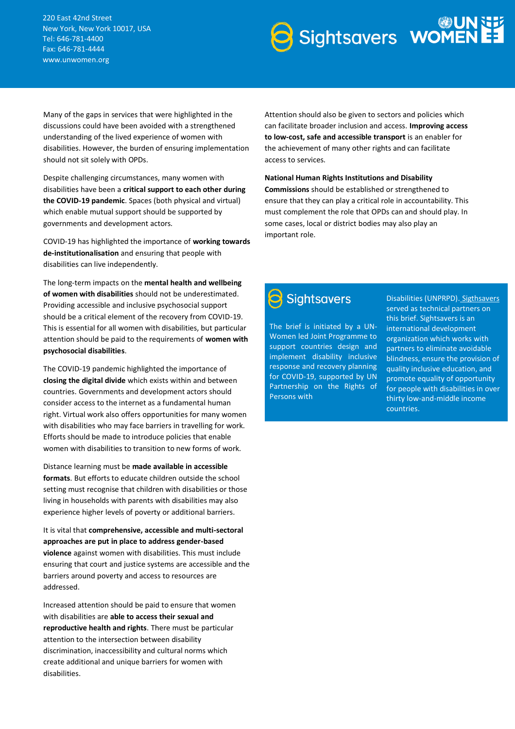Many of the gaps in services that were highlighted in the discussions could have been avoided with a strengthened understanding of the lived experience of women with disabilities. However, the burden of ensuring implementation should not sit solely with OPDs.

Despite challenging circumstances, many women with disabilities have been a **critical support to each other during the COVID-19 pandemic**. Spaces (both physical and virtual) which enable mutual support should be supported by governments and development actors.

COVID-19 has highlighted the importance of **working towards de-institutionalisation** and ensuring that people with disabilities can live independently.

The long-term impacts on the **mental health and wellbeing of women with disabilities** should not be underestimated. Providing accessible and inclusive psychosocial support should be a critical element of the recovery from COVID-19. This is essential for all women with disabilities, but particular attention should be paid to the requirements of **women with psychosocial disabilities**.

The COVID-19 pandemic highlighted the importance of **closing the digital divide** which exists within and between countries. Governments and development actors should consider access to the internet as a fundamental human right. Virtual work also offers opportunities for many women with disabilities who may face barriers in travelling for work. Efforts should be made to introduce policies that enable women with disabilities to transition to new forms of work.

Distance learning must be **made available in accessible formats**. But efforts to educate children outside the school setting must recognise that children with disabilities or those living in households with parents with disabilities may also experience higher levels of poverty or additional barriers.

It is vital that **comprehensive, accessible and multi-sectoral approaches are put in place to address gender-based violence** against women with disabilities. This must include ensuring that court and justice systems are accessible and the barriers around poverty and access to resources are addressed.

Increased attention should be paid to ensure that women with disabilities are **able to access their sexual and reproductive health and rights**. There must be particular attention to the intersection between disability discrimination, inaccessibility and cultural norms which create additional and unique barriers for women with disabilities.

Attention should also be given to sectors and policies which can facilitate broader inclusion and access. **Improving access to low-cost, safe and accessible transport** is an enabler for the achievement of many other rights and can facilitate access to services.

**National Human Rights Institutions and Disability Commissions** should be established or strengthened to ensure that they can play a critical role in accountability. This must complement the role that OPDs can and should play. In some cases, local or district bodies may also play an important role.

Sightsavers

The brief is initiated by a UN-Women led Joint Programme to support countries design and implement disability inclusive response and recovery planning for COVID-19, supported by UN Partnership on the Rights of Persons with Disabilities (UNPRPD). Sigthsavers served as technical partners on this brief. Sightsavers is an international development organization which works with partners to eliminate avoidable blindness, ensure the provision of quality inclusive education, and promote equality of opportunity for people with disabilities in over thirty low-and-middle income countries.